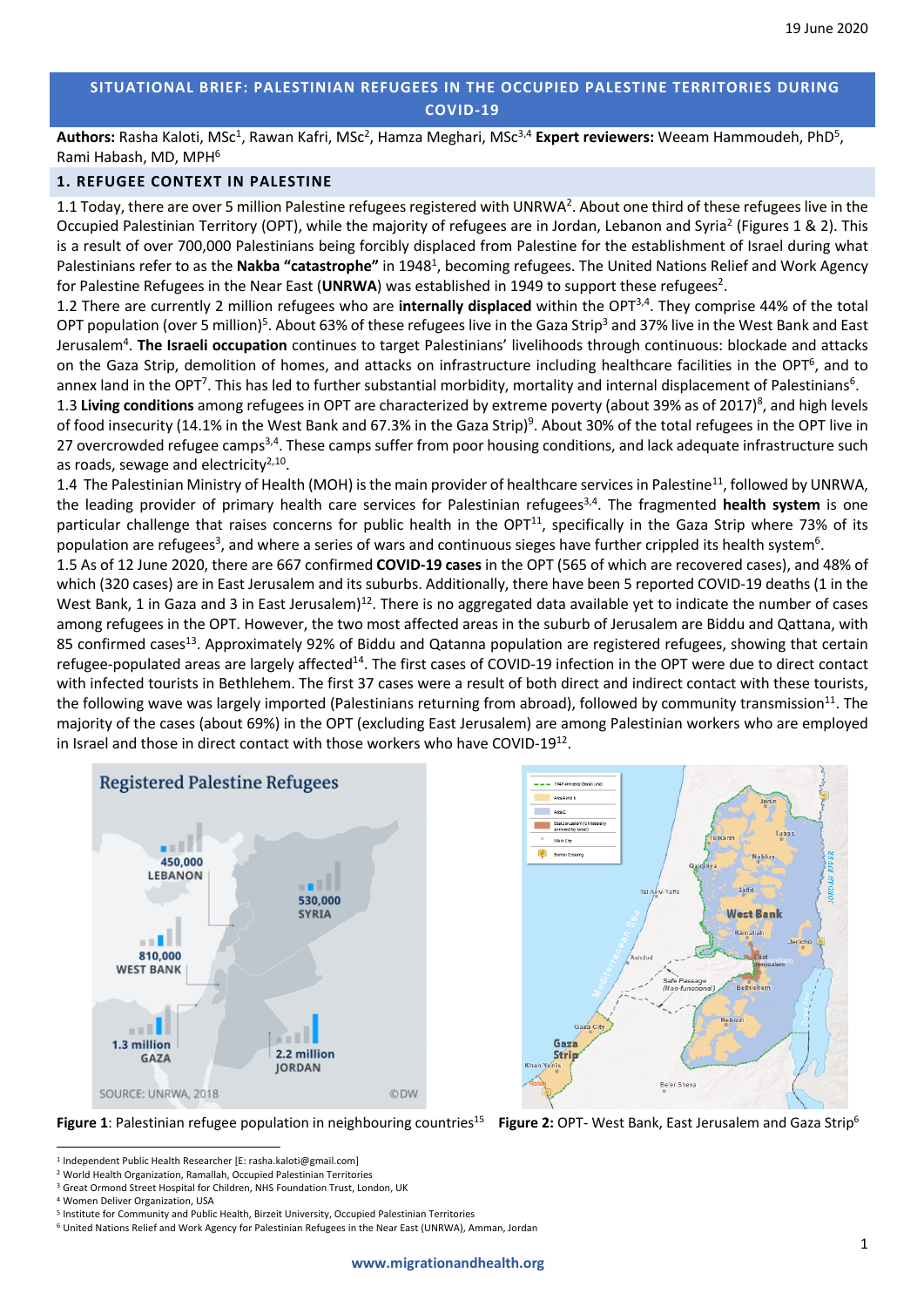19 June 2020

# SITUATIONAL BRIEF: PALESTINIAN REFUGEES IN THE OCCUPIED PALESTINE TERRITORIES DURING COVID-19

**Authors:** Rasha Kaloti, MSc[1], Rawan Kafri, MSc[2], Hamza Meghari, MSc[3,4] **Expert reviewers:** Weeam Hammoudeh, PhD[5], Rami Habash, MD, MPH[6]

## 1. REFUGEE CONTEXT IN PALESTINE

1.1 Today, there are over 5 million Palestine refugees registered with UNRWA[2]. About one third of these refugees live in the Occupied Palestinian Territory (OPT), while the majority of refugees are in Jordan, Lebanon and Syria[2] (Figures 1 & 2). This is a result of over 700,000 Palestinians being forcibly displaced from Palestine for the establishment of Israel during what Palestinians refer to as the **Nakba "catastrophe"** in 1948[1], becoming refugees. The United Nations Relief and Work Agency for Palestine Refugees in the Near East (**UNRWA**) was established in 1949 to support these refugees[2].

1.2 There are currently 2 million refugees who are **internally displaced** within the OPT[3,4]. They comprise 44% of the total OPT population (over 5 million)[5]. About 63% of these refugees live in the Gaza Strip[3] and 37% live in the West Bank and East Jerusalem[4]. **The Israeli occupation** continues to target Palestinians' livelihoods through continuous: blockade and attacks on the Gaza Strip, demolition of homes, and attacks on infrastructure including healthcare facilities in the OPT[6], and to annex land in the OPT[7]. This has led to further substantial morbidity, mortality and internal displacement of Palestinians[6].

1.3 **Living conditions** among refugees in OPT are characterized by extreme poverty (about 39% as of 2017)[8], and high levels of food insecurity (14.1% in the West Bank and 67.3% in the Gaza Strip)[9]. About 30% of the total refugees in the OPT live in 27 overcrowded refugee camps[3,4]. These camps suffer from poor housing conditions, and lack adequate infrastructure such as roads, sewage and electricity[2,10].

1.4 The Palestinian Ministry of Health (MOH) is the main provider of healthcare services in Palestine[11], followed by UNRWA, the leading provider of primary health care services for Palestinian refugees[3,4]. The fragmented **health system** is one particular challenge that raises concerns for public health in the OPT[11], specifically in the Gaza Strip where 73% of its population are refugees[3], and where a series of wars and continuous sieges have further crippled its health system[6].

1.5 As of 12 June 2020, there are 667 confirmed **COVID-19 cases** in the OPT (565 of which are recovered cases), and 48% of which (320 cases) are in East Jerusalem and its suburbs. Additionally, there have been 5 reported COVID-19 deaths (1 in the West Bank, 1 in Gaza and 3 in East Jerusalem)[12]. There is no aggregated data available yet to indicate the number of cases among refugees in the OPT. However, the two most affected areas in the suburb of Jerusalem are Biddu and Qattana, with 85 confirmed cases[13]. Approximately 92% of Biddu and Qatanna population are registered refugees, showing that certain refugee-populated areas are largely affected[14]. The first cases of COVID-19 infection in the OPT were due to direct contact with infected tourists in Bethlehem. The first 37 cases were a result of both direct and indirect contact with these tourists, the following wave was largely imported (Palestinians returning from abroad), followed by community transmission[11]. The majority of the cases (about 69%) in the OPT (excluding East Jerusalem) are among Palestinian workers who are employed in Israel and those in direct contact with those workers who have COVID-19[12].

**Figure 1**: Palestinian refugee population in neighbouring countries[15]

**Figure 2:** OPT- West Bank, East Jerusalem and Gaza Strip[6]

---

[1] Independent Public Health Researcher [E: rasha.kaloti@gmail.com]
[2] World Health Organization, Ramallah, Occupied Palestinian Territories
[3] Great Ormond Street Hospital for Children, NHS Foundation Trust, London, UK
[4] Women Deliver Organization, USA
[5] Institute for Community and Public Health, Birzeit University, Occupied Palestinian Territories
[6] United Nations Relief and Work Agency for Palestinian Refugees in the Near East (UNRWA), Amman, Jordan

www.migrationandhealth.org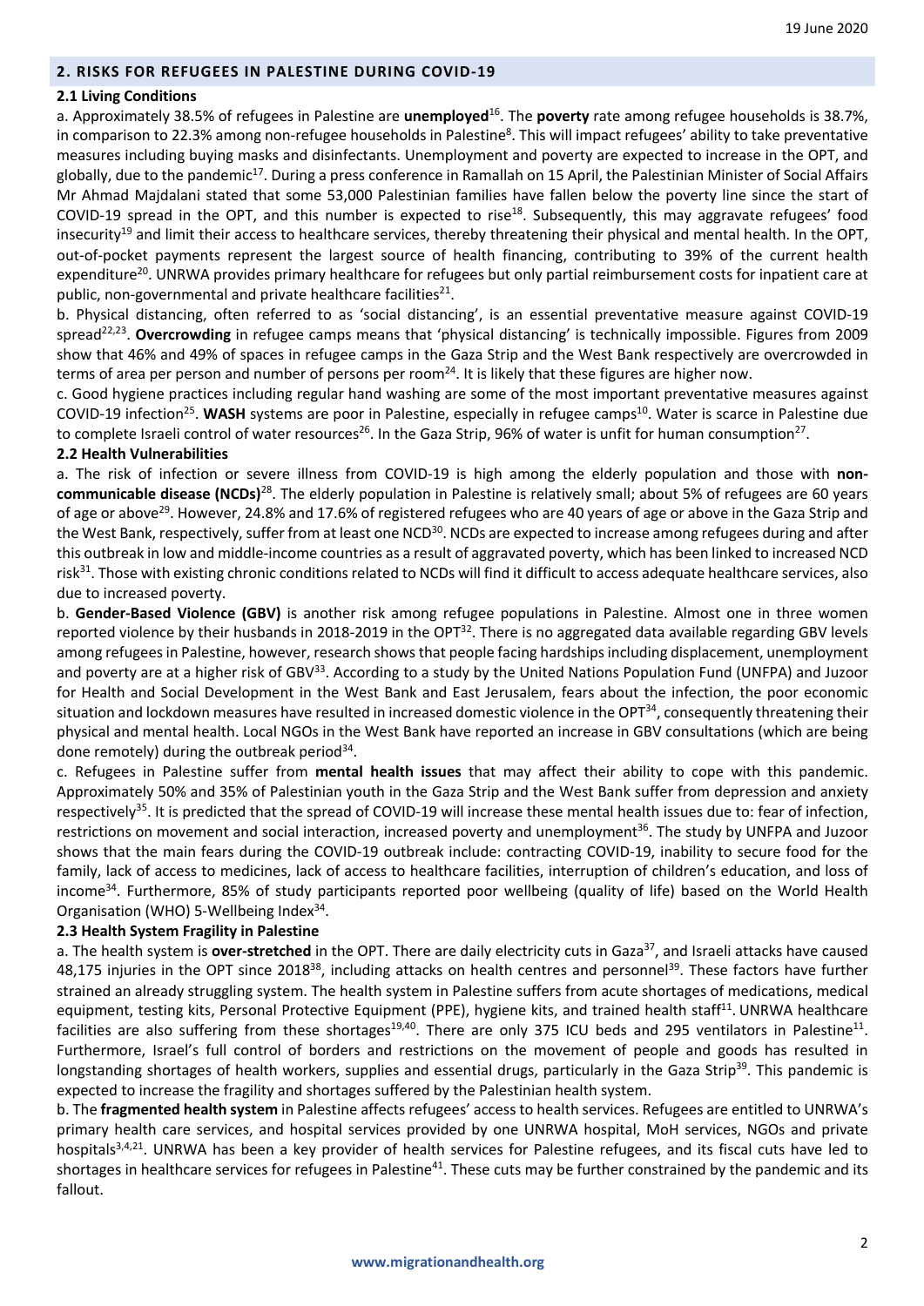## 2. RISKS FOR REFUGEES IN PALESTINE DURING COVID-19

### 2.1 Living Conditions

a. Approximately 38.5% of refugees in Palestine are **unemployed**[16]. The **poverty** rate among refugee households is 38.7%, in comparison to 22.3% among non-refugee households in Palestine[8]. This will impact refugees' ability to take preventative measures including buying masks and disinfectants. Unemployment and poverty are expected to increase in the OPT, and globally, due to the pandemic[17]. During a press conference in Ramallah on 15 April, the Palestinian Minister of Social Affairs Mr Ahmad Majdalani stated that some 53,000 Palestinian families have fallen below the poverty line since the start of COVID-19 spread in the OPT, and this number is expected to rise[18]. Subsequently, this may aggravate refugees' food insecurity[19] and limit their access to healthcare services, thereby threatening their physical and mental health. In the OPT, out-of-pocket payments represent the largest source of health financing, contributing to 39% of the current health expenditure[20]. UNRWA provides primary healthcare for refugees but only partial reimbursement costs for inpatient care at public, non-governmental and private healthcare facilities[21].

b. Physical distancing, often referred to as 'social distancing', is an essential preventative measure against COVID-19 spread[22,23]. **Overcrowding** in refugee camps means that 'physical distancing' is technically impossible. Figures from 2009 show that 46% and 49% of spaces in refugee camps in the Gaza Strip and the West Bank respectively are overcrowded in terms of area per person and number of persons per room[24]. It is likely that these figures are higher now.

c. Good hygiene practices including regular hand washing are some of the most important preventative measures against COVID-19 infection[25]. **WASH** systems are poor in Palestine, especially in refugee camps[10]. Water is scarce in Palestine due to complete Israeli control of water resources[26]. In the Gaza Strip, 96% of water is unfit for human consumption[27].

### 2.2 Health Vulnerabilities

a. The risk of infection or severe illness from COVID-19 is high among the elderly population and those with **non-communicable disease (NCDs)**[28]. The elderly population in Palestine is relatively small; about 5% of refugees are 60 years of age or above[29]. However, 24.8% and 17.6% of registered refugees who are 40 years of age or above in the Gaza Strip and the West Bank, respectively, suffer from at least one NCD[30]. NCDs are expected to increase among refugees during and after this outbreak in low and middle-income countries as a result of aggravated poverty, which has been linked to increased NCD risk[31]. Those with existing chronic conditions related to NCDs will find it difficult to access adequate healthcare services, also due to increased poverty.

b. **Gender-Based Violence (GBV)** is another risk among refugee populations in Palestine. Almost one in three women reported violence by their husbands in 2018-2019 in the OPT[32]. There is no aggregated data available regarding GBV levels among refugees in Palestine, however, research shows that people facing hardships including displacement, unemployment and poverty are at a higher risk of GBV[33]. According to a study by the United Nations Population Fund (UNFPA) and Juzoor for Health and Social Development in the West Bank and East Jerusalem, fears about the infection, the poor economic situation and lockdown measures have resulted in increased domestic violence in the OPT[34], consequently threatening their physical and mental health. Local NGOs in the West Bank have reported an increase in GBV consultations (which are being done remotely) during the outbreak period[34].

c. Refugees in Palestine suffer from **mental health issues** that may affect their ability to cope with this pandemic. Approximately 50% and 35% of Palestinian youth in the Gaza Strip and the West Bank suffer from depression and anxiety respectively[35]. It is predicted that the spread of COVID-19 will increase these mental health issues due to: fear of infection, restrictions on movement and social interaction, increased poverty and unemployment[36]. The study by UNFPA and Juzoor shows that the main fears during the COVID-19 outbreak include: contracting COVID-19, inability to secure food for the family, lack of access to medicines, lack of access to healthcare facilities, interruption of children's education, and loss of income[34]. Furthermore, 85% of study participants reported poor wellbeing (quality of life) based on the World Health Organisation (WHO) 5-Wellbeing Index[34].

### 2.3 Health System Fragility in Palestine

a. The health system is **over-stretched** in the OPT. There are daily electricity cuts in Gaza[37], and Israeli attacks have caused 48,175 injuries in the OPT since 2018[38], including attacks on health centres and personnel[39]. These factors have further strained an already struggling system. The health system in Palestine suffers from acute shortages of medications, medical equipment, testing kits, Personal Protective Equipment (PPE), hygiene kits, and trained health staff[11]. UNRWA healthcare facilities are also suffering from these shortages[19,40]. There are only 375 ICU beds and 295 ventilators in Palestine[11]. Furthermore, Israel's full control of borders and restrictions on the movement of people and goods has resulted in longstanding shortages of health workers, supplies and essential drugs, particularly in the Gaza Strip[39]. This pandemic is expected to increase the fragility and shortages suffered by the Palestinian health system.

b. The **fragmented health system** in Palestine affects refugees' access to health services. Refugees are entitled to UNRWA's primary health care services, and hospital services provided by one UNRWA hospital, MoH services, NGOs and private hospitals[3,4,21]. UNRWA has been a key provider of health services for Palestine refugees, and its fiscal cuts have led to shortages in healthcare services for refugees in Palestine[41]. These cuts may be further constrained by the pandemic and its fallout.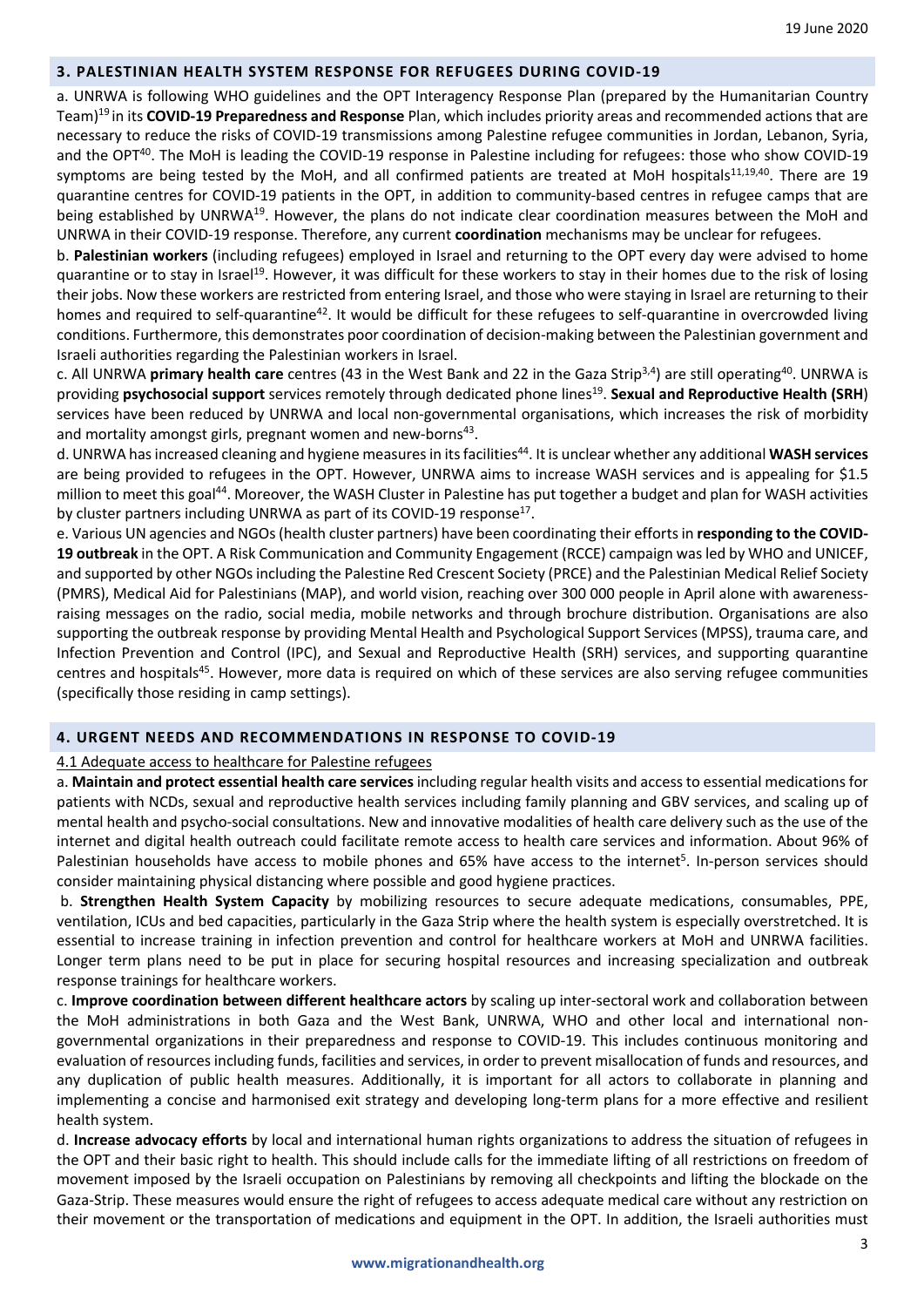## 3. PALESTINIAN HEALTH SYSTEM RESPONSE FOR REFUGEES DURING COVID-19

a. UNRWA is following WHO guidelines and the OPT Interagency Response Plan (prepared by the Humanitarian Country Team)[19] in its **COVID-19 Preparedness and Response** Plan, which includes priority areas and recommended actions that are necessary to reduce the risks of COVID-19 transmissions among Palestine refugee communities in Jordan, Lebanon, Syria, and the OPT[40]. The MoH is leading the COVID-19 response in Palestine including for refugees: those who show COVID-19 symptoms are being tested by the MoH, and all confirmed patients are treated at MoH hospitals[11,19,40]. There are 19 quarantine centres for COVID-19 patients in the OPT, in addition to community-based centres in refugee camps that are being established by UNRWA[19]. However, the plans do not indicate clear coordination measures between the MoH and UNRWA in their COVID-19 response. Therefore, any current **coordination** mechanisms may be unclear for refugees.

b. **Palestinian workers** (including refugees) employed in Israel and returning to the OPT every day were advised to home quarantine or to stay in Israel[19]. However, it was difficult for these workers to stay in their homes due to the risk of losing their jobs. Now these workers are restricted from entering Israel, and those who were staying in Israel are returning to their homes and required to self-quarantine[42]. It would be difficult for these refugees to self-quarantine in overcrowded living conditions. Furthermore, this demonstrates poor coordination of decision-making between the Palestinian government and Israeli authorities regarding the Palestinian workers in Israel.

c. All UNRWA **primary health care** centres (43 in the West Bank and 22 in the Gaza Strip[3,4]) are still operating[40]. UNRWA is providing **psychosocial support** services remotely through dedicated phone lines[19]. **Sexual and Reproductive Health (SRH**) services have been reduced by UNRWA and local non-governmental organisations, which increases the risk of morbidity and mortality amongst girls, pregnant women and new-borns[43].

d. UNRWA has increased cleaning and hygiene measures in its facilities[44]. It is unclear whether any additional **WASH services** are being provided to refugees in the OPT. However, UNRWA aims to increase WASH services and is appealing for $1.5 million to meet this goal[44]. Moreover, the WASH Cluster in Palestine has put together a budget and plan for WASH activities by cluster partners including UNRWA as part of its COVID-19 response[17].

e. Various UN agencies and NGOs (health cluster partners) have been coordinating their efforts in **responding to the COVID-19 outbreak** in the OPT. A Risk Communication and Community Engagement (RCCE) campaign was led by WHO and UNICEF, and supported by other NGOs including the Palestine Red Crescent Society (PRCE) and the Palestinian Medical Relief Society (PMRS), Medical Aid for Palestinians (MAP), and world vision, reaching over 300 000 people in April alone with awareness-raising messages on the radio, social media, mobile networks and through brochure distribution. Organisations are also supporting the outbreak response by providing Mental Health and Psychological Support Services (MPSS), trauma care, and Infection Prevention and Control (IPC), and Sexual and Reproductive Health (SRH) services, and supporting quarantine centres and hospitals[45]. However, more data is required on which of these services are also serving refugee communities (specifically those residing in camp settings).

## 4. URGENT NEEDS AND RECOMMENDATIONS IN RESPONSE TO COVID-19

### 4.1 Adequate access to healthcare for Palestine refugees

a. **Maintain and protect essential health care services** including regular health visits and access to essential medications for patients with NCDs, sexual and reproductive health services including family planning and GBV services, and scaling up of mental health and psycho-social consultations. New and innovative modalities of health care delivery such as the use of the internet and digital health outreach could facilitate remote access to health care services and information. About 96% of Palestinian households have access to mobile phones and 65% have access to the internet[5]. In-person services should consider maintaining physical distancing where possible and good hygiene practices.

b. **Strengthen Health System Capacity** by mobilizing resources to secure adequate medications, consumables, PPE, ventilation, ICUs and bed capacities, particularly in the Gaza Strip where the health system is especially overstretched. It is essential to increase training in infection prevention and control for healthcare workers at MoH and UNRWA facilities. Longer term plans need to be put in place for securing hospital resources and increasing specialization and outbreak response trainings for healthcare workers.

c. **Improve coordination between different healthcare actors** by scaling up inter-sectoral work and collaboration between the MoH administrations in both Gaza and the West Bank, UNRWA, WHO and other local and international non-governmental organizations in their preparedness and response to COVID-19. This includes continuous monitoring and evaluation of resources including funds, facilities and services, in order to prevent misallocation of funds and resources, and any duplication of public health measures. Additionally, it is important for all actors to collaborate in planning and implementing a concise and harmonised exit strategy and developing long-term plans for a more effective and resilient health system.

d. **Increase advocacy efforts** by local and international human rights organizations to address the situation of refugees in the OPT and their basic right to health. This should include calls for the immediate lifting of all restrictions on freedom of movement imposed by the Israeli occupation on Palestinians by removing all checkpoints and lifting the blockade on the Gaza-Strip. These measures would ensure the right of refugees to access adequate medical care without any restriction on their movement or the transportation of medications and equipment in the OPT. In addition, the Israeli authorities must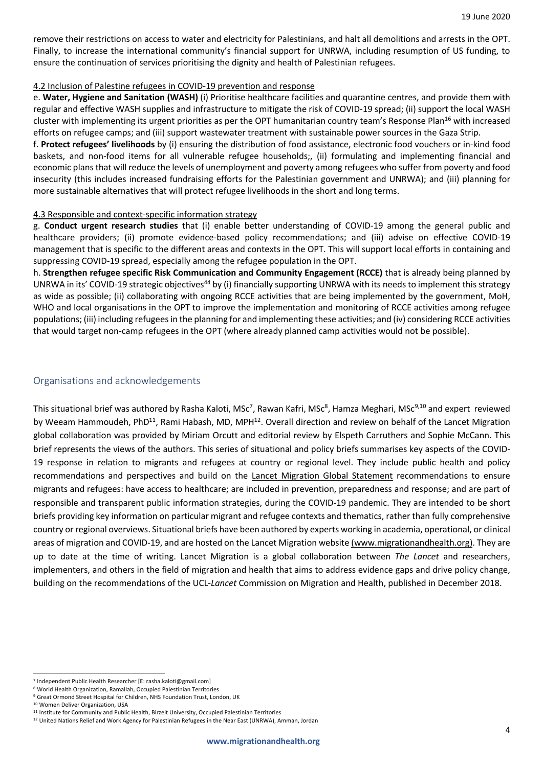remove their restrictions on access to water and electricity for Palestinians, and halt all demolitions and arrests in the OPT. Finally, to increase the international community's financial support for UNRWA, including resumption of US funding, to ensure the continuation of services prioritising the dignity and health of Palestinian refugees.

4.2 Inclusion of Palestine refugees in COVID-19 prevention and response

e. **Water, Hygiene and Sanitation (WASH)** (i) Prioritise healthcare facilities and quarantine centres, and provide them with regular and effective WASH supplies and infrastructure to mitigate the risk of COVID-19 spread; (ii) support the local WASH cluster with implementing its urgent priorities as per the OPT humanitarian country team's Response Plan[16] with increased efforts on refugee camps; and (iii) support wastewater treatment with sustainable power sources in the Gaza Strip.

f. **Protect refugees' livelihoods** by (i) ensuring the distribution of food assistance, electronic food vouchers or in-kind food baskets, and non-food items for all vulnerable refugee households;, (ii) formulating and implementing financial and economic plans that will reduce the levels of unemployment and poverty among refugees who suffer from poverty and food insecurity (this includes increased fundraising efforts for the Palestinian government and UNRWA); and (iii) planning for more sustainable alternatives that will protect refugee livelihoods in the short and long terms.

4.3 Responsible and context-specific information strategy

g. **Conduct urgent research studies** that (i) enable better understanding of COVID-19 among the general public and healthcare providers; (ii) promote evidence-based policy recommendations; and (iii) advise on effective COVID-19 management that is specific to the different areas and contexts in the OPT. This will support local efforts in containing and suppressing COVID-19 spread, especially among the refugee population in the OPT.

h. **Strengthen refugee specific Risk Communication and Community Engagement (RCCE)** that is already being planned by UNRWA in its' COVID-19 strategic objectives[44] by (i) financially supporting UNRWA with its needs to implement this strategy as wide as possible; (ii) collaborating with ongoing RCCE activities that are being implemented by the government, MoH, WHO and local organisations in the OPT to improve the implementation and monitoring of RCCE activities among refugee populations; (iii) including refugees in the planning for and implementing these activities; and (iv) considering RCCE activities that would target non-camp refugees in the OPT (where already planned camp activities would not be possible).

## Organisations and acknowledgements

This situational brief was authored by Rasha Kaloti, MSc[7], Rawan Kafri, MSc[8], Hamza Meghari, MSc[9,10] and expert reviewed by Weeam Hammoudeh, PhD[11], Rami Habash, MD, MPH[12]. Overall direction and review on behalf of the Lancet Migration global collaboration was provided by Miriam Orcutt and editorial review by Elspeth Carruthers and Sophie McCann. This brief represents the views of the authors. This series of situational and policy briefs summarises key aspects of the COVID-19 response in relation to migrants and refugees at country or regional level. They include public health and policy recommendations and perspectives and build on the Lancet Migration Global Statement recommendations to ensure migrants and refugees: have access to healthcare; are included in prevention, preparedness and response; and are part of responsible and transparent public information strategies, during the COVID-19 pandemic. They are intended to be short briefs providing key information on particular migrant and refugee contexts and thematics, rather than fully comprehensive country or regional overviews. Situational briefs have been authored by experts working in academia, operational, or clinical areas of migration and COVID-19, and are hosted on the Lancet Migration website (www.migrationandhealth.org). They are up to date at the time of writing. Lancet Migration is a global collaboration between *The Lancet* and researchers, implementers, and others in the field of migration and health that aims to address evidence gaps and drive policy change, building on the recommendations of the UCL-*Lancet* Commission on Migration and Health, published in December 2018.

[7] Independent Public Health Researcher [E: rasha.kaloti@gmail.com]
[8] World Health Organization, Ramallah, Occupied Palestinian Territories
[9] Great Ormond Street Hospital for Children, NHS Foundation Trust, London, UK
[10] Women Deliver Organization, USA
[11] Institute for Community and Public Health, Birzeit University, Occupied Palestinian Territories
[12] United Nations Relief and Work Agency for Palestinian Refugees in the Near East (UNRWA), Amman, Jordan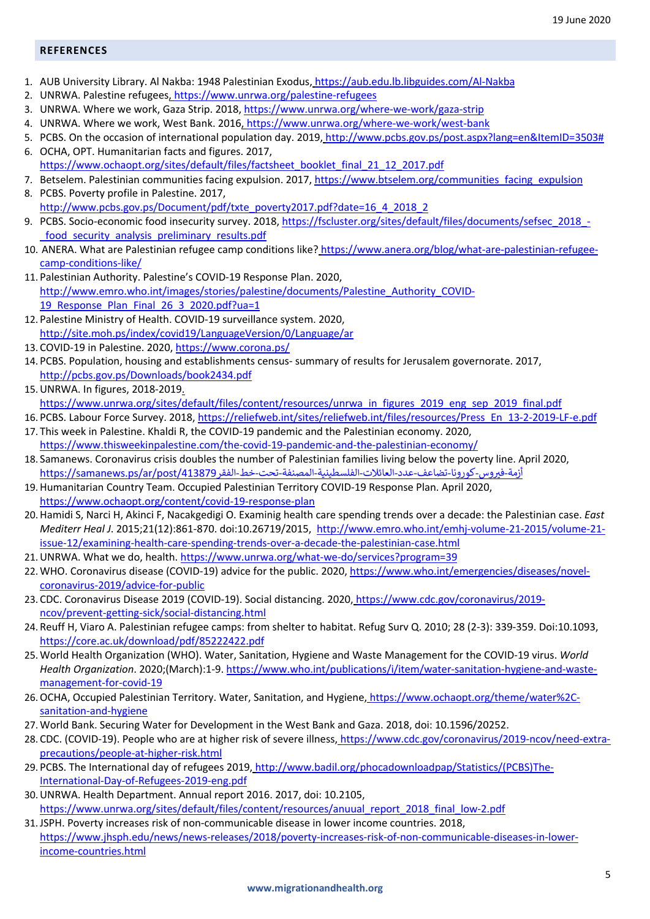## REFERENCES

1. AUB University Library. Al Nakba: 1948 Palestinian Exodus, https://aub.edu.lb.libguides.com/Al-Nakba
2. UNRWA. Palestine refugees, https://www.unrwa.org/palestine-refugees
3. UNRWA. Where we work, Gaza Strip. 2018, https://www.unrwa.org/where-we-work/gaza-strip
4. UNRWA. Where we work, West Bank. 2016, https://www.unrwa.org/where-we-work/west-bank
5. PCBS. On the occasion of international population day. 2019, http://www.pcbs.gov.ps/post.aspx?lang=en&ItemID=3503#
6. OCHA, OPT. Humanitarian facts and figures. 2017, https://www.ochaopt.org/sites/default/files/factsheet_booklet_final_21_12_2017.pdf
7. Betselem. Palestinian communities facing expulsion. 2017, https://www.btselem.org/communities_facing_expulsion
8. PCBS. Poverty profile in Palestine. 2017, http://www.pcbs.gov.ps/Document/pdf/txte_poverty2017.pdf?date=16_4_2018_2
9. PCBS. Socio-economic food insecurity survey. 2018, https://fscluster.org/sites/default/files/documents/sefsec_2018_-_food_security_analysis_preliminary_results.pdf
10. ANERA. What are Palestinian refugee camp conditions like? https://www.anera.org/blog/what-are-palestinian-refugee-camp-conditions-like/
11. Palestinian Authority. Palestine's COVID-19 Response Plan. 2020, http://www.emro.who.int/images/stories/palestine/documents/Palestine_Authority_COVID-19_Response_Plan_Final_26_3_2020.pdf?ua=1
12. Palestine Ministry of Health. COVID-19 surveillance system. 2020, http://site.moh.ps/index/covid19/LanguageVersion/0/Language/ar
13. COVID-19 in Palestine. 2020, https://www.corona.ps/
14. PCBS. Population, housing and establishments census- summary of results for Jerusalem governorate. 2017, http://pcbs.gov.ps/Downloads/book2434.pdf
15. UNRWA. In figures, 2018-2019. https://www.unrwa.org/sites/default/files/content/resources/unrwa_in_figures_2019_eng_sep_2019_final.pdf
16. PCBS. Labour Force Survey. 2018, https://reliefweb.int/sites/reliefweb.int/files/resources/Press_En_13-2-2019-LF-e.pdf
17. This week in Palestine. Khaldi R, the COVID-19 pandemic and the Palestinian economy. 2020, https://www.thisweekinpalestine.com/the-covid-19-pandemic-and-the-palestinian-economy/
18. Samanews. Coronavirus crisis doubles the number of Palestinian families living below the poverty line. April 2020, https://samanews.ps/ar/post/413879/أزمة-فيروس-كورونا-تضاعف-عدد-العائلات-الفلسطينية-المصنفة-تحت-خط-الفقر
19. Humanitarian Country Team. Occupied Palestinian Territory COVID-19 Response Plan. April 2020, https://www.ochaopt.org/content/covid-19-response-plan
20. Hamidi S, Narci H, Akinci F, Nacakgedigi O. Examinig health care spending trends over a decade: the Palestinian case. *East Mediterr Heal J*. 2015;21(12):861-870. doi:10.26719/2015, http://www.emro.who.int/emhj-volume-21-2015/volume-21-issue-12/examining-health-care-spending-trends-over-a-decade-the-palestinian-case.html
21. UNRWA. What we do, health. https://www.unrwa.org/what-we-do/services?program=39
22. WHO. Coronavirus disease (COVID-19) advice for the public. 2020, https://www.who.int/emergencies/diseases/novel-coronavirus-2019/advice-for-public
23. CDC. Coronavirus Disease 2019 (COVID-19). Social distancing. 2020, https://www.cdc.gov/coronavirus/2019-ncov/prevent-getting-sick/social-distancing.html
24. Reuff H, Viaro A. Palestinian refugee camps: from shelter to habitat. Refug Surv Q. 2010; 28 (2-3): 339-359. Doi:10.1093, https://core.ac.uk/download/pdf/85222422.pdf
25. World Health Organization (WHO). Water, Sanitation, Hygiene and Waste Management for the COVID-19 virus. *World Health Organization*. 2020;(March):1-9. https://www.who.int/publications/i/item/water-sanitation-hygiene-and-waste-management-for-covid-19
26. OCHA, Occupied Palestinian Territory. Water, Sanitation, and Hygiene, https://www.ochaopt.org/theme/water%2C-sanitation-and-hygiene
27. World Bank. Securing Water for Development in the West Bank and Gaza. 2018, doi: 10.1596/20252.
28. CDC. (COVID-19). People who are at higher risk of severe illness, https://www.cdc.gov/coronavirus/2019-ncov/need-extra-precautions/people-at-higher-risk.html
29. PCBS. The International day of refugees 2019, http://www.badil.org/phocadownloadpap/Statistics/(PCBS)The-International-Day-of-Refugees-2019-eng.pdf
30. UNRWA. Health Department. Annual report 2016. 2017, doi: 10.2105, https://www.unrwa.org/sites/default/files/content/resources/anuual_report_2018_final_low-2.pdf
31. JSPH. Poverty increases risk of non-communicable disease in lower income countries. 2018, https://www.jhsph.edu/news/news-releases/2018/poverty-increases-risk-of-non-communicable-diseases-in-lower-income-countries.html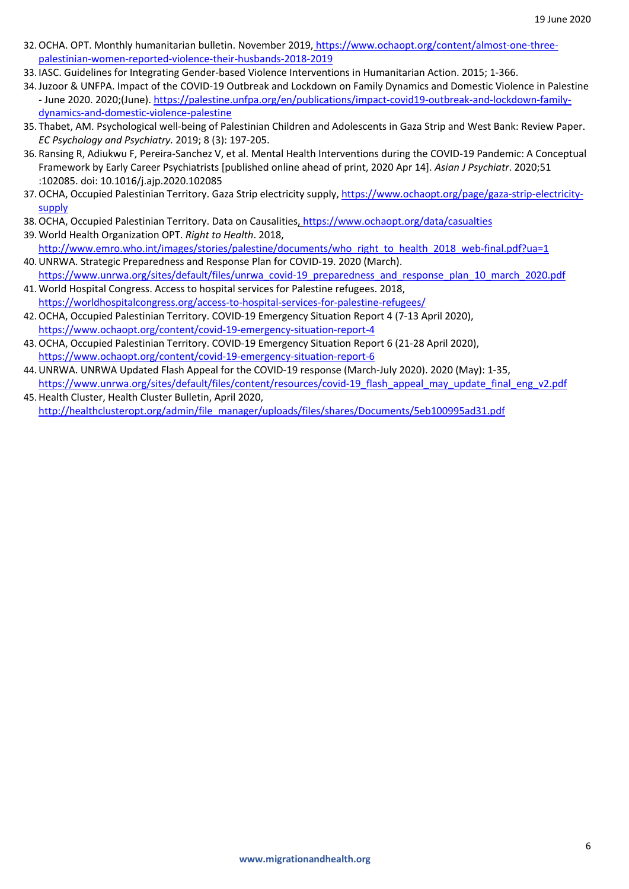32. OCHA. OPT. Monthly humanitarian bulletin. November 2019, https://www.ochaopt.org/content/almost-one-three-palestinian-women-reported-violence-their-husbands-2018-2019
33. IASC. Guidelines for Integrating Gender-based Violence Interventions in Humanitarian Action. 2015; 1-366.
34. Juzoor & UNFPA. Impact of the COVID-19 Outbreak and Lockdown on Family Dynamics and Domestic Violence in Palestine - June 2020. 2020;(June). https://palestine.unfpa.org/en/publications/impact-covid19-outbreak-and-lockdown-family-dynamics-and-domestic-violence-palestine
35. Thabet, AM. Psychological well-being of Palestinian Children and Adolescents in Gaza Strip and West Bank: Review Paper. *EC Psychology and Psychiatry.* 2019; 8 (3): 197-205.
36. Ransing R, Adiukwu F, Pereira-Sanchez V, et al. Mental Health Interventions during the COVID-19 Pandemic: A Conceptual Framework by Early Career Psychiatrists [published online ahead of print, 2020 Apr 14]. *Asian J Psychiatr*. 2020;51 :102085. doi: 10.1016/j.ajp.2020.102085
37. OCHA, Occupied Palestinian Territory. Gaza Strip electricity supply, https://www.ochaopt.org/page/gaza-strip-electricity-supply
38. OCHA, Occupied Palestinian Territory. Data on Causalities, https://www.ochaopt.org/data/casualties
39. World Health Organization OPT. *Right to Health*. 2018, http://www.emro.who.int/images/stories/palestine/documents/who_right_to_health_2018_web-final.pdf?ua=1
40. UNRWA. Strategic Preparedness and Response Plan for COVID-19. 2020 (March). https://www.unrwa.org/sites/default/files/unrwa_covid-19_preparedness_and_response_plan_10_march_2020.pdf
41. World Hospital Congress. Access to hospital services for Palestine refugees. 2018, https://worldhospitalcongress.org/access-to-hospital-services-for-palestine-refugees/
42. OCHA, Occupied Palestinian Territory. COVID-19 Emergency Situation Report 4 (7-13 April 2020), https://www.ochaopt.org/content/covid-19-emergency-situation-report-4
43. OCHA, Occupied Palestinian Territory. COVID-19 Emergency Situation Report 6 (21-28 April 2020), https://www.ochaopt.org/content/covid-19-emergency-situation-report-6
44. UNRWA. UNRWA Updated Flash Appeal for the COVID-19 response (March-July 2020). 2020 (May): 1-35, https://www.unrwa.org/sites/default/files/content/resources/covid-19_flash_appeal_may_update_final_eng_v2.pdf
45. Health Cluster, Health Cluster Bulletin, April 2020, http://healthclusteropt.org/admin/file_manager/uploads/files/shares/Documents/5eb100995ad31.pdf